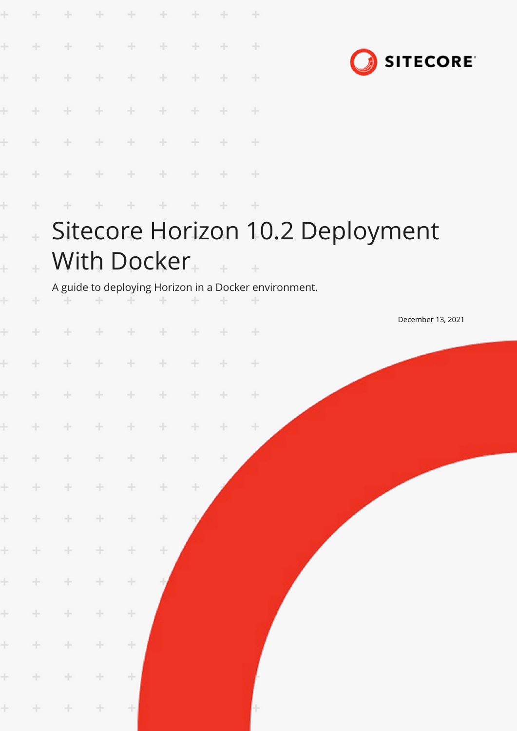SITECORE

# Sitecore Horizon 10.2 Deployment With Docker

A guide to deploying Horizon in a Docker environment.

December 13, 2021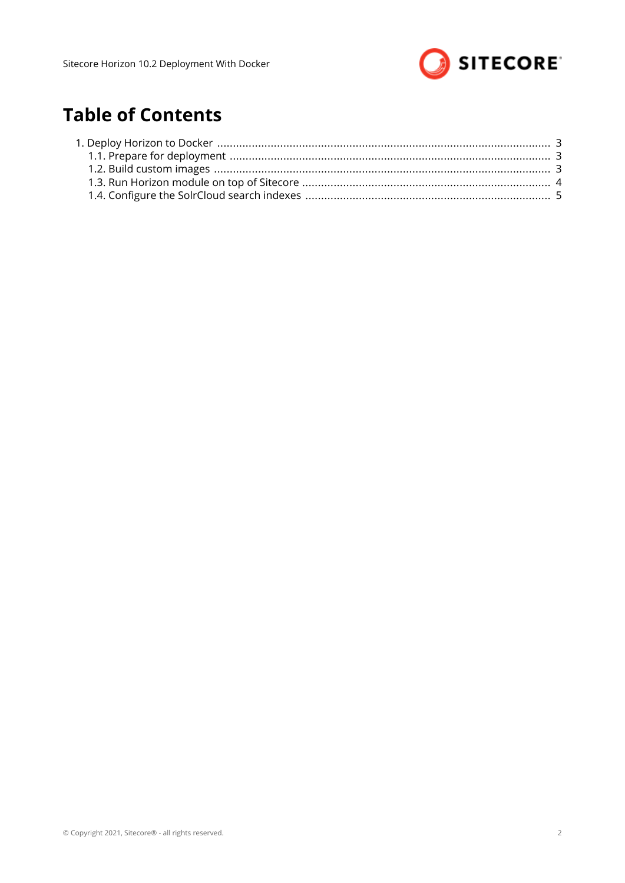# Table of Contents

1. Deploy Horizon to Docker ..... 3
   - 1.1. Prepare for deployment ..... 3
   - 1.2. Build custom images ..... 3
   - 1.3. Run Horizon module on top of Sitecore ..... 4
   - 1.4. Configure the SolrCloud search indexes ..... 5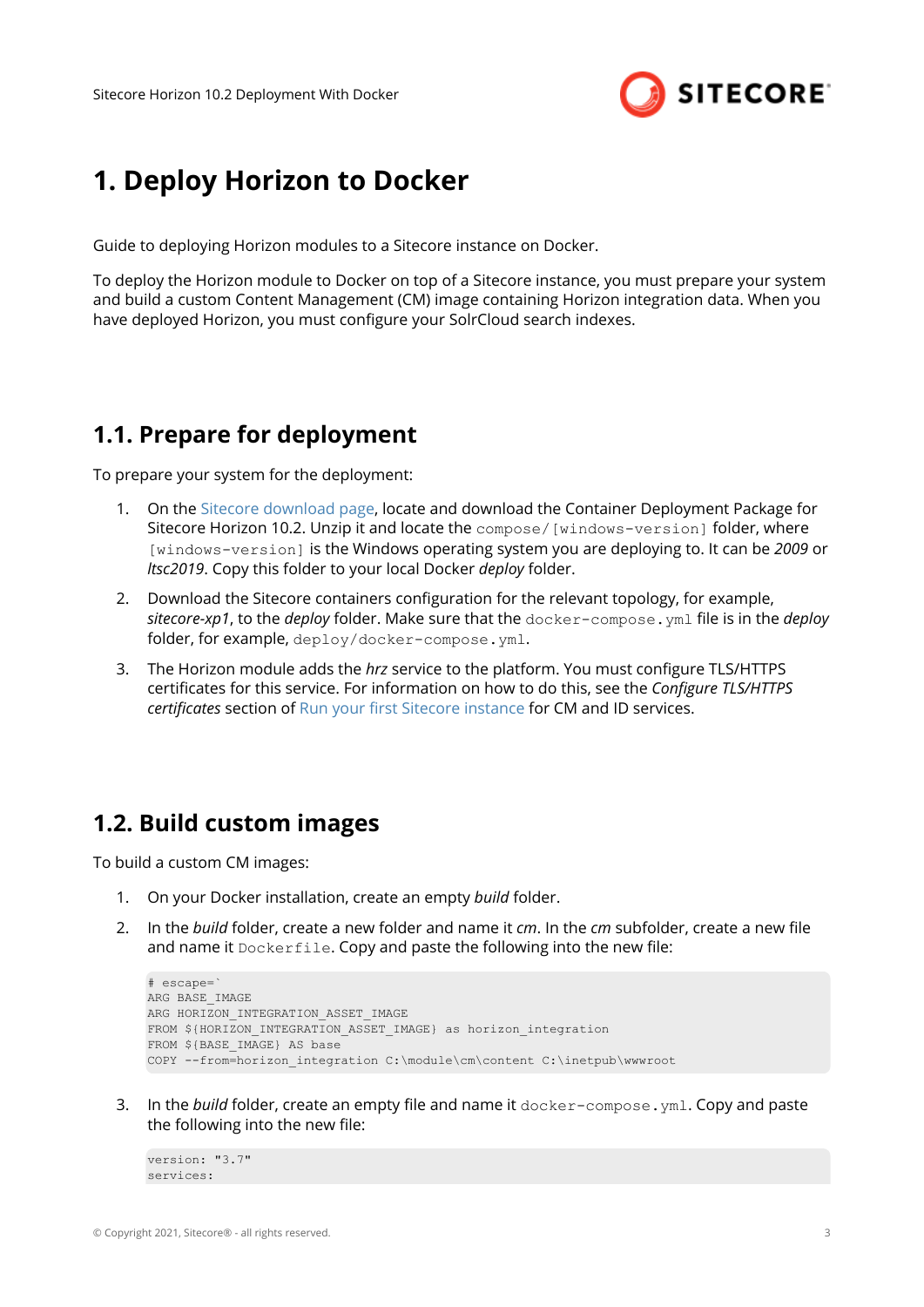# 1. Deploy Horizon to Docker

Guide to deploying Horizon modules to a Sitecore instance on Docker.

To deploy the Horizon module to Docker on top of a Sitecore instance, you must prepare your system and build a custom Content Management (CM) image containing Horizon integration data. When you have deployed Horizon, you must configure your SolrCloud search indexes.

## 1.1. Prepare for deployment

To prepare your system for the deployment:

1. On the Sitecore download page, locate and download the Container Deployment Package for Sitecore Horizon 10.2. Unzip it and locate the `compose/[windows-version]` folder, where `[windows-version]` is the Windows operating system you are deploying to. It can be *2009* or *ltsc2019*. Copy this folder to your local Docker *deploy* folder.
2. Download the Sitecore containers configuration for the relevant topology, for example, *sitecore-xp1*, to the *deploy* folder. Make sure that the `docker-compose.yml` file is in the *deploy* folder, for example, `deploy/docker-compose.yml`.
3. The Horizon module adds the *hrz* service to the platform. You must configure TLS/HTTPS certificates for this service. For information on how to do this, see the *Configure TLS/HTTPS certificates* section of Run your first Sitecore instance for CM and ID services.

## 1.2. Build custom images

To build a custom CM images:

1. On your Docker installation, create an empty *build* folder.
2. In the *build* folder, create a new folder and name it *cm*. In the *cm* subfolder, create a new file and name it `Dockerfile`. Copy and paste the following into the new file:

```
# escape=`
ARG BASE_IMAGE
ARG HORIZON_INTEGRATION_ASSET_IMAGE
FROM ${HORIZON_INTEGRATION_ASSET_IMAGE} as horizon_integration
FROM ${BASE_IMAGE} AS base
COPY --from=horizon_integration C:\module\cm\content C:\inetpub\wwwroot
```

3. In the *build* folder, create an empty file and name it `docker-compose.yml`. Copy and paste the following into the new file:

```
version: "3.7"
services:
```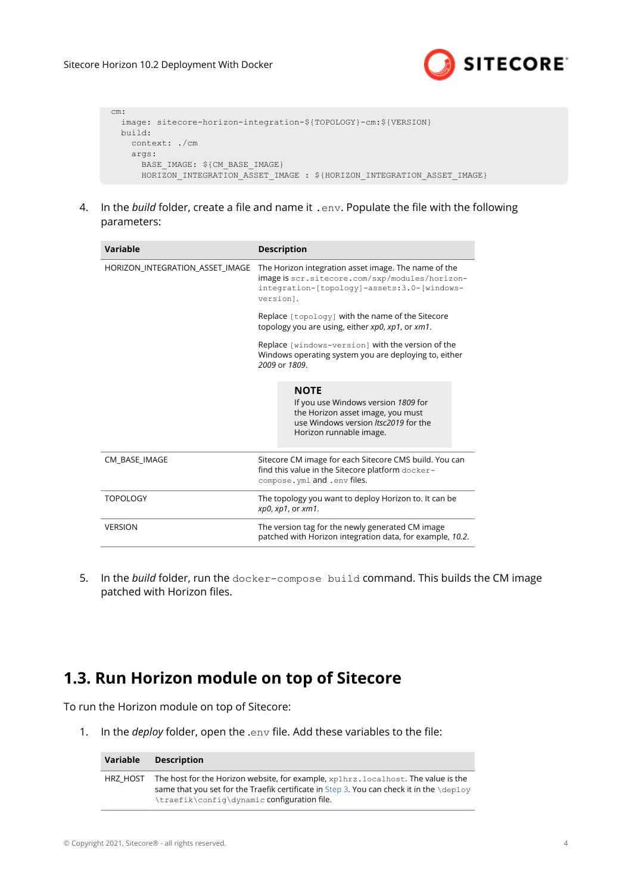```
cm:
  image: sitecore-horizon-integration-${TOPOLOGY}-cm:${VERSION}
  build:
    context: ./cm
    args:
      BASE_IMAGE: ${CM_BASE_IMAGE}
      HORIZON_INTEGRATION_ASSET_IMAGE : ${HORIZON_INTEGRATION_ASSET_IMAGE}
```

4. In the *build* folder, create a file and name it `.env`. Populate the file with the following parameters:

| Variable | Description |
|---|---|
| HORIZON_INTEGRATION_ASSET_IMAGE | The Horizon integration asset image. The name of the image is `scr.sitecore.com/sxp/modules/horizon-integration-[topology]-assets:3.0-[windows-version]`.<br><br>Replace `[topology]` with the name of the Sitecore topology you are using, either *xp0*, *xp1*, or *xm1*.<br><br>Replace `[windows-version]` with the version of the Windows operating system you are deploying to, either *2009* or *1809*.<br><br>**NOTE**<br>If you use Windows version *1809* for the Horizon asset image, you must use Windows version *ltsc2019* for the Horizon runnable image. |
| CM_BASE_IMAGE | Sitecore CM image for each Sitecore CMS build. You can find this value in the Sitecore platform `docker-compose.yml` and `.env` files. |
| TOPOLOGY | The topology you want to deploy Horizon to. It can be *xp0*, *xp1*, or *xm1*. |
| VERSION | The version tag for the newly generated CM image patched with Horizon integration data, for example, *10.2*. |

5. In the *build* folder, run the `docker-compose build` command. This builds the CM image patched with Horizon files.

## 1.3. Run Horizon module on top of Sitecore

To run the Horizon module on top of Sitecore:

1. In the *deploy* folder, open the `.env` file. Add these variables to the file:

| Variable | Description |
|---|---|
| HRZ_HOST | The host for the Horizon website, for example, `xp1hrz.localhost`. The value is the same that you set for the Traefik certificate in Step 3. You can check it in the `\deploy\traefik\config\dynamic` configuration file. |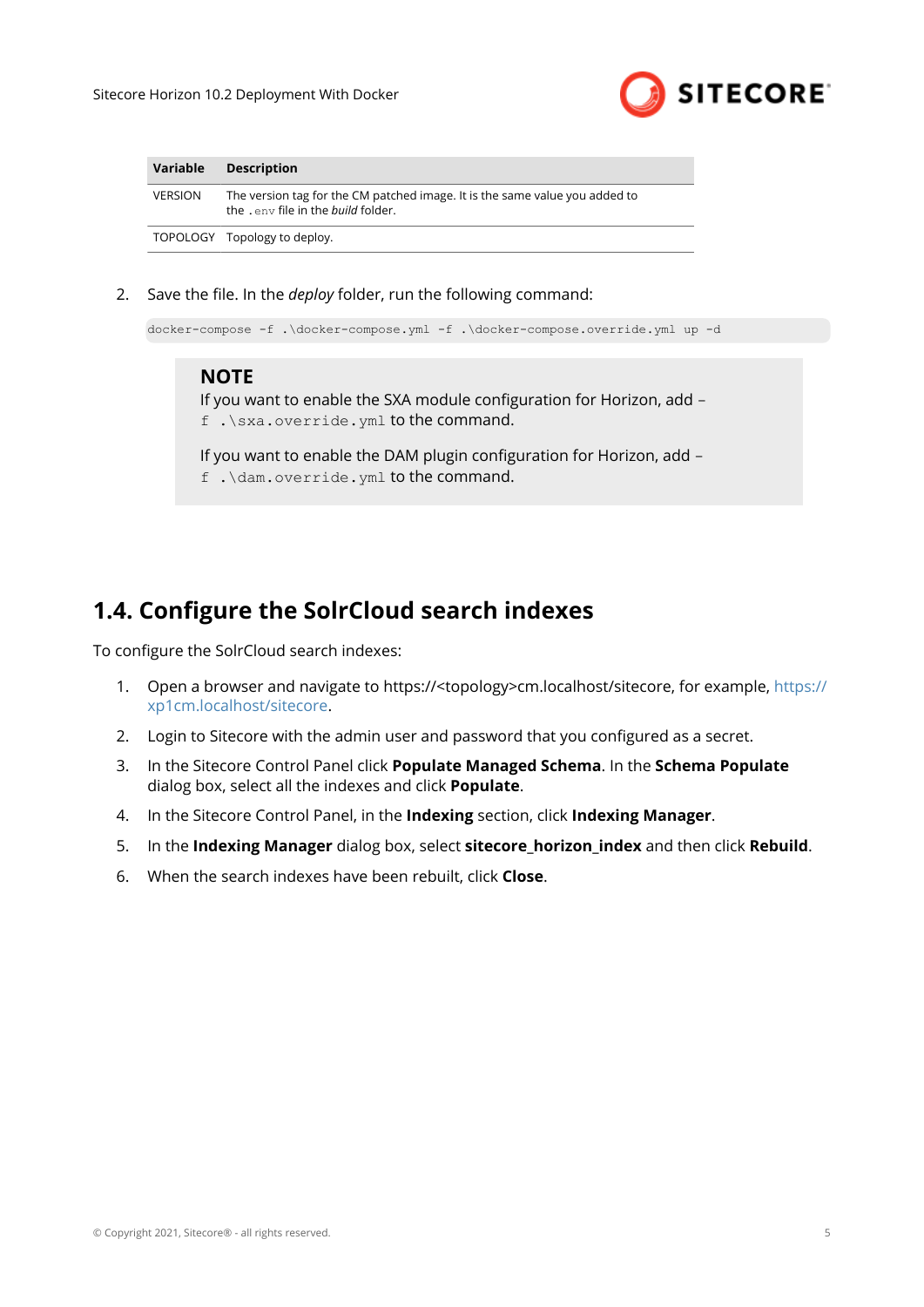| Variable | Description |
| --- | --- |
| VERSION | The version tag for the CM patched image. It is the same value you added to the `.env` file in the *build* folder. |
| TOPOLOGY | Topology to deploy. |

2. Save the file. In the *deploy* folder, run the following command:

```
docker-compose -f .\docker-compose.yml -f .\docker-compose.override.yml up -d
```

> **NOTE**
>
> If you want to enable the SXA module configuration for Horizon, add `–f .\sxa.override.yml` to the command.
>
> If you want to enable the DAM plugin configuration for Horizon, add `–f .\dam.override.yml` to the command.

## 1.4. Configure the SolrCloud search indexes

To configure the SolrCloud search indexes:

1. Open a browser and navigate to https://<topology>cm.localhost/sitecore, for example, https://xp1cm.localhost/sitecore.
2. Login to Sitecore with the admin user and password that you configured as a secret.
3. In the Sitecore Control Panel click **Populate Managed Schema**. In the **Schema Populate** dialog box, select all the indexes and click **Populate**.
4. In the Sitecore Control Panel, in the **Indexing** section, click **Indexing Manager**.
5. In the **Indexing Manager** dialog box, select **sitecore_horizon_index** and then click **Rebuild**.
6. When the search indexes have been rebuilt, click **Close**.

© Copyright 2021, Sitecore® - all rights reserved.